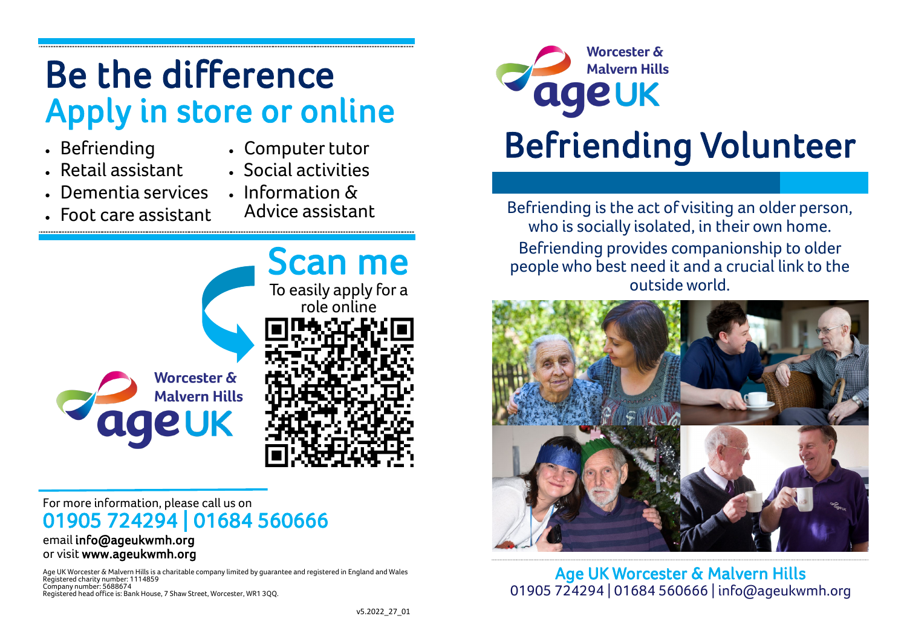# Be the difference

## Apply in store or online

- Befriending
- Retail assistant
- Dementia services
- Foot care assistant
- Computer tutor
- Social activities
- Information & Advice assistant

## Scan me

To easily apply for a role online

Worcester & Malvern Hills
age UK

For more information, please call us on

**01905 724294 | 01684 560666**

email **info@ageukwmh.org**
or visit **www.ageukwmh.org**

Age UK Worcester & Malvern Hills is a charitable company limited by guarantee and registered in England and Wales
Registered charity number: 1114859
Company number: 5688674
Registered head office is: Bank House, 7 Shaw Street, Worcester, WR1 3QQ.

v5.2022_27_01

Worcester & Malvern Hills
age UK

# Befriending Volunteer

Befriending is the act of visiting an older person, who is socially isolated, in their own home.

Befriending provides companionship to older people who best need it and a crucial link to the outside world.

**Age UK Worcester & Malvern Hills**
01905 724294 | 01684 560666 | info@ageukwmh.org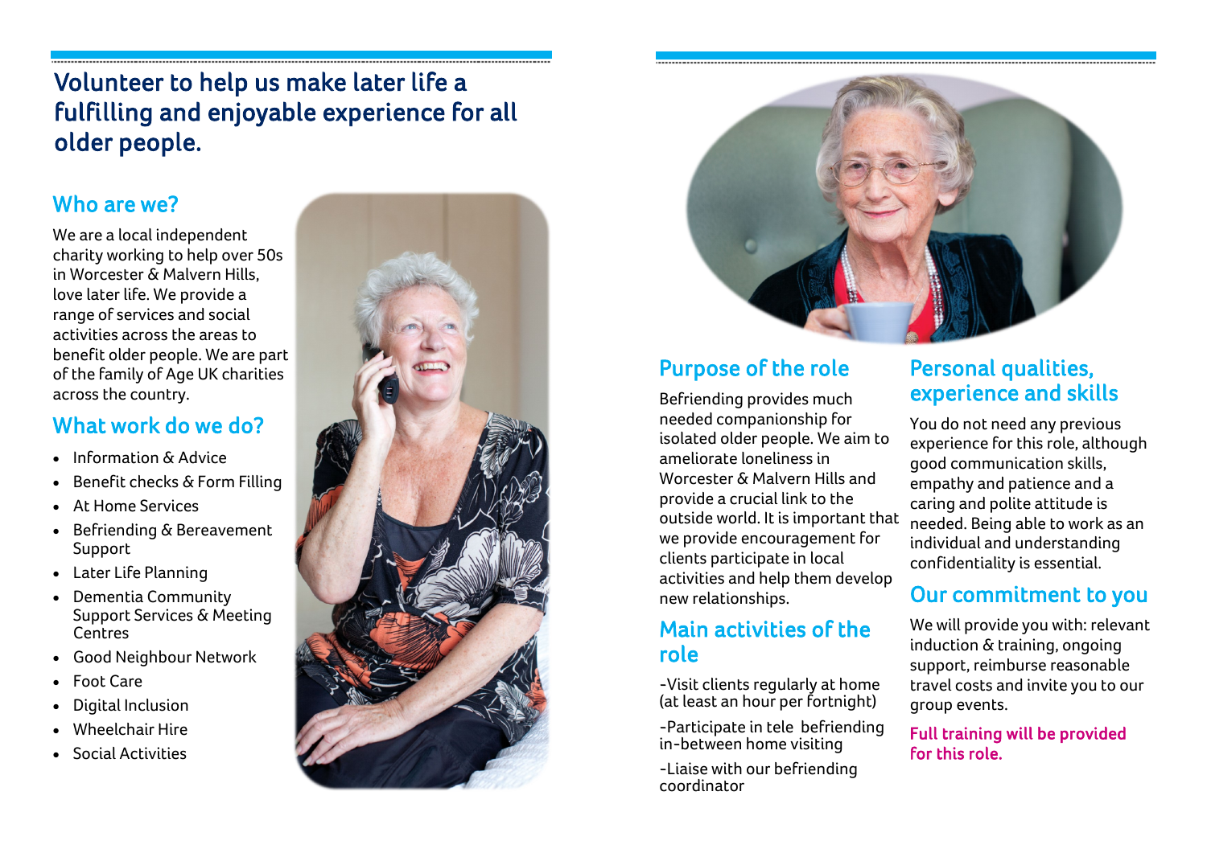# Volunteer to help us make later life a fulfilling and enjoyable experience for all older people.

## Who are we?

We are a local independent charity working to help over 50s in Worcester & Malvern Hills, love later life. We provide a range of services and social activities across the areas to benefit older people. We are part of the family of Age UK charities across the country.

## What work do we do?

- Information & Advice
- Benefit checks & Form Filling
- At Home Services
- Befriending & Bereavement Support
- Later Life Planning
- Dementia Community Support Services & Meeting Centres
- Good Neighbour Network
- Foot Care
- Digital Inclusion
- Wheelchair Hire
- Social Activities

## Purpose of the role

Befriending provides much needed companionship for isolated older people. We aim to ameliorate loneliness in Worcester & Malvern Hills and provide a crucial link to the outside world. It is important that we provide encouragement for clients participate in local activities and help them develop new relationships.

## Main activities of the role

-Visit clients regularly at home (at least an hour per fortnight)

-Participate in tele befriending in-between home visiting

-Liaise with our befriending coordinator

## Personal qualities, experience and skills

You do not need any previous experience for this role, although good communication skills, empathy and patience and a caring and polite attitude is needed. Being able to work as an individual and understanding confidentiality is essential.

## Our commitment to you

We will provide you with: relevant induction & training, ongoing support, reimburse reasonable travel costs and invite you to our group events.

**Full training will be provided for this role.**